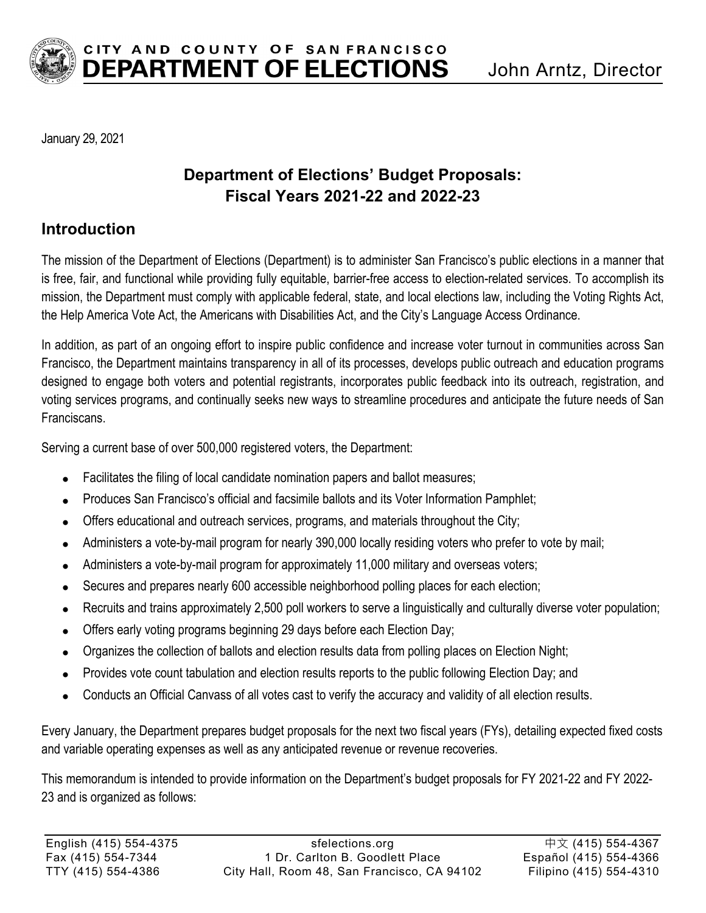# CITY AND COUNTY OF SAN FRANCISCO DEPARTMENT OF ELECTIONS

John Arntz, Director

January 29, 2021

## Department of Elections' Budget Proposals: Fiscal Years 2021-22 and 2022-23

## Introduction

The mission of the Department of Elections (Department) is to administer San Francisco's public elections in a manner that is free, fair, and functional while providing fully equitable, barrier-free access to election-related services. To accomplish its mission, the Department must comply with applicable federal, state, and local elections law, including the Voting Rights Act, the Help America Vote Act, the Americans with Disabilities Act, and the City's Language Access Ordinance.

In addition, as part of an ongoing effort to inspire public confidence and increase voter turnout in communities across San Francisco, the Department maintains transparency in all of its processes, develops public outreach and education programs designed to engage both voters and potential registrants, incorporates public feedback into its outreach, registration, and voting services programs, and continually seeks new ways to streamline procedures and anticipate the future needs of San Franciscans.

Serving a current base of over 500,000 registered voters, the Department:

- Facilitates the filing of local candidate nomination papers and ballot measures;
- Produces San Francisco's official and facsimile ballots and its Voter Information Pamphlet;
- Offers educational and outreach services, programs, and materials throughout the City;
- Administers a vote-by-mail program for nearly 390,000 locally residing voters who prefer to vote by mail;
- Administers a vote-by-mail program for approximately 11,000 military and overseas voters;
- Secures and prepares nearly 600 accessible neighborhood polling places for each election;
- Recruits and trains approximately 2,500 poll workers to serve a linguistically and culturally diverse voter population;
- Offers early voting programs beginning 29 days before each Election Day;
- Organizes the collection of ballots and election results data from polling places on Election Night;
- Provides vote count tabulation and election results reports to the public following Election Day; and
- Conducts an Official Canvass of all votes cast to verify the accuracy and validity of all election results.

Every January, the Department prepares budget proposals for the next two fiscal years (FYs), detailing expected fixed costs and variable operating expenses as well as any anticipated revenue or revenue recoveries.

This memorandum is intended to provide information on the Department's budget proposals for FY 2021-22 and FY 2022-23 and is organized as follows:

English (415) 554-4375 | sfelections.org | 中文 (415) 554-4367
Fax (415) 554-7344 | 1 Dr. Carlton B. Goodlett Place | Español (415) 554-4366
TTY (415) 554-4386 | City Hall, Room 48, San Francisco, CA 94102 | Filipino (415) 554-4310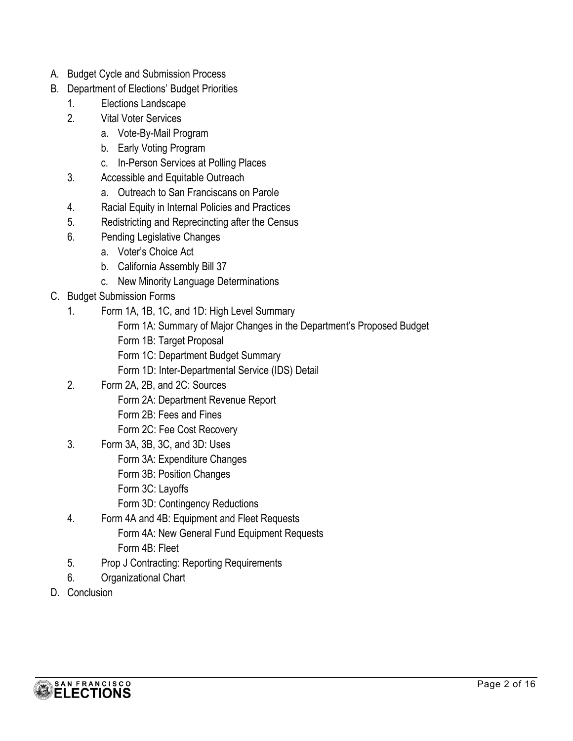A. Budget Cycle and Submission Process
B. Department of Elections' Budget Priorities
    1. Elections Landscape
    2. Vital Voter Services
        a. Vote-By-Mail Program
        b. Early Voting Program
        c. In-Person Services at Polling Places
    3. Accessible and Equitable Outreach
        a. Outreach to San Franciscans on Parole
    4. Racial Equity in Internal Policies and Practices
    5. Redistricting and Reprecincting after the Census
    6. Pending Legislative Changes
        a. Voter's Choice Act
        b. California Assembly Bill 37
        c. New Minority Language Determinations
C. Budget Submission Forms
    1. Form 1A, 1B, 1C, and 1D: High Level Summary
        - Form 1A: Summary of Major Changes in the Department's Proposed Budget
        - Form 1B: Target Proposal
        - Form 1C: Department Budget Summary
        - Form 1D: Inter-Departmental Service (IDS) Detail
    2. Form 2A, 2B, and 2C: Sources
        - Form 2A: Department Revenue Report
        - Form 2B: Fees and Fines
        - Form 2C: Fee Cost Recovery
    3. Form 3A, 3B, 3C, and 3D: Uses
        - Form 3A: Expenditure Changes
        - Form 3B: Position Changes
        - Form 3C: Layoffs
        - Form 3D: Contingency Reductions
    4. Form 4A and 4B: Equipment and Fleet Requests
        - Form 4A: New General Fund Equipment Requests
        - Form 4B: Fleet
    5. Prop J Contracting: Reporting Requirements
    6. Organizational Chart
D. Conclusion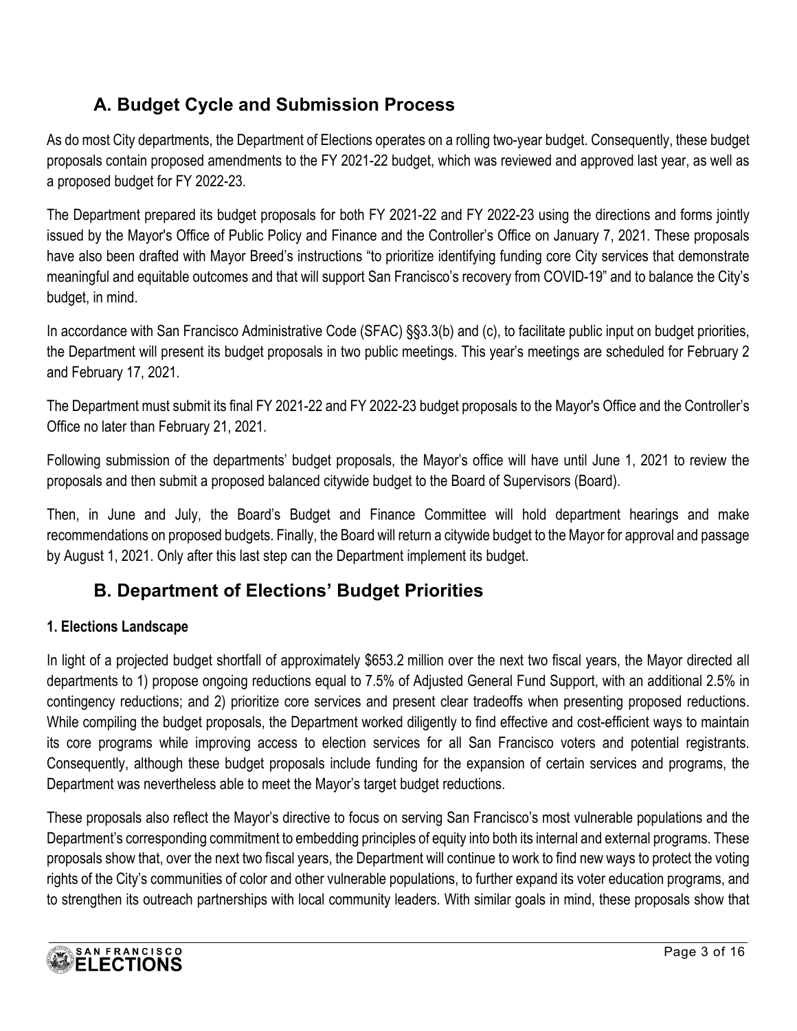## A. Budget Cycle and Submission Process

As do most City departments, the Department of Elections operates on a rolling two-year budget. Consequently, these budget proposals contain proposed amendments to the FY 2021-22 budget, which was reviewed and approved last year, as well as a proposed budget for FY 2022-23.

The Department prepared its budget proposals for both FY 2021-22 and FY 2022-23 using the directions and forms jointly issued by the Mayor's Office of Public Policy and Finance and the Controller's Office on January 7, 2021. These proposals have also been drafted with Mayor Breed's instructions "to prioritize identifying funding core City services that demonstrate meaningful and equitable outcomes and that will support San Francisco's recovery from COVID-19" and to balance the City's budget, in mind.

In accordance with San Francisco Administrative Code (SFAC) §§3.3(b) and (c), to facilitate public input on budget priorities, the Department will present its budget proposals in two public meetings. This year's meetings are scheduled for February 2 and February 17, 2021.

The Department must submit its final FY 2021-22 and FY 2022-23 budget proposals to the Mayor's Office and the Controller's Office no later than February 21, 2021.

Following submission of the departments' budget proposals, the Mayor's office will have until June 1, 2021 to review the proposals and then submit a proposed balanced citywide budget to the Board of Supervisors (Board).

Then, in June and July, the Board's Budget and Finance Committee will hold department hearings and make recommendations on proposed budgets. Finally, the Board will return a citywide budget to the Mayor for approval and passage by August 1, 2021. Only after this last step can the Department implement its budget.

## B. Department of Elections' Budget Priorities

### 1. Elections Landscape

In light of a projected budget shortfall of approximately $653.2 million over the next two fiscal years, the Mayor directed all departments to 1) propose ongoing reductions equal to 7.5% of Adjusted General Fund Support, with an additional 2.5% in contingency reductions; and 2) prioritize core services and present clear tradeoffs when presenting proposed reductions. While compiling the budget proposals, the Department worked diligently to find effective and cost-efficient ways to maintain its core programs while improving access to election services for all San Francisco voters and potential registrants. Consequently, although these budget proposals include funding for the expansion of certain services and programs, the Department was nevertheless able to meet the Mayor's target budget reductions.

These proposals also reflect the Mayor's directive to focus on serving San Francisco's most vulnerable populations and the Department's corresponding commitment to embedding principles of equity into both its internal and external programs. These proposals show that, over the next two fiscal years, the Department will continue to work to find new ways to protect the voting rights of the City's communities of color and other vulnerable populations, to further expand its voter education programs, and to strengthen its outreach partnerships with local community leaders. With similar goals in mind, these proposals show that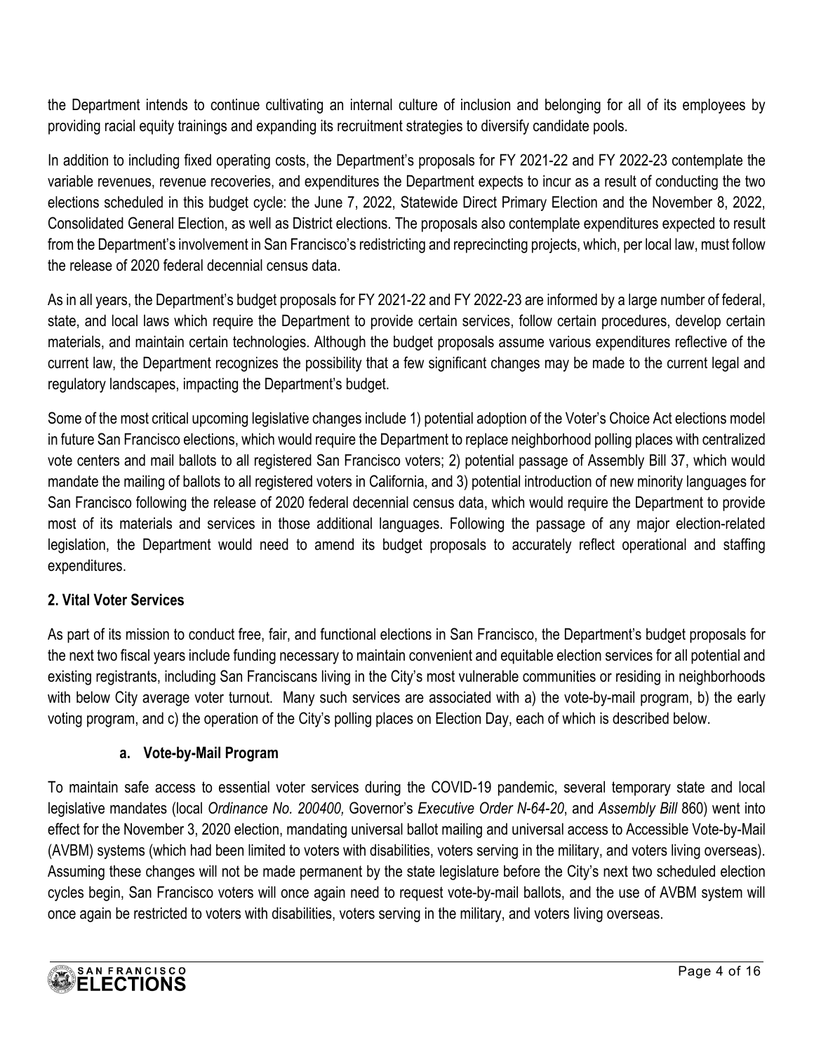the Department intends to continue cultivating an internal culture of inclusion and belonging for all of its employees by providing racial equity trainings and expanding its recruitment strategies to diversify candidate pools.

In addition to including fixed operating costs, the Department's proposals for FY 2021-22 and FY 2022-23 contemplate the variable revenues, revenue recoveries, and expenditures the Department expects to incur as a result of conducting the two elections scheduled in this budget cycle: the June 7, 2022, Statewide Direct Primary Election and the November 8, 2022, Consolidated General Election, as well as District elections. The proposals also contemplate expenditures expected to result from the Department's involvement in San Francisco's redistricting and reprecincting projects, which, per local law, must follow the release of 2020 federal decennial census data.

As in all years, the Department's budget proposals for FY 2021-22 and FY 2022-23 are informed by a large number of federal, state, and local laws which require the Department to provide certain services, follow certain procedures, develop certain materials, and maintain certain technologies. Although the budget proposals assume various expenditures reflective of the current law, the Department recognizes the possibility that a few significant changes may be made to the current legal and regulatory landscapes, impacting the Department's budget.

Some of the most critical upcoming legislative changes include 1) potential adoption of the Voter's Choice Act elections model in future San Francisco elections, which would require the Department to replace neighborhood polling places with centralized vote centers and mail ballots to all registered San Francisco voters; 2) potential passage of Assembly Bill 37, which would mandate the mailing of ballots to all registered voters in California, and 3) potential introduction of new minority languages for San Francisco following the release of 2020 federal decennial census data, which would require the Department to provide most of its materials and services in those additional languages. Following the passage of any major election-related legislation, the Department would need to amend its budget proposals to accurately reflect operational and staffing expenditures.

## 2. Vital Voter Services

As part of its mission to conduct free, fair, and functional elections in San Francisco, the Department's budget proposals for the next two fiscal years include funding necessary to maintain convenient and equitable election services for all potential and existing registrants, including San Franciscans living in the City's most vulnerable communities or residing in neighborhoods with below City average voter turnout. Many such services are associated with a) the vote-by-mail program, b) the early voting program, and c) the operation of the City's polling places on Election Day, each of which is described below.

### a. Vote-by-Mail Program

To maintain safe access to essential voter services during the COVID-19 pandemic, several temporary state and local legislative mandates (local *Ordinance No. 200400,* Governor's *Executive Order N-64-20*, and *Assembly Bill* 860) went into effect for the November 3, 2020 election, mandating universal ballot mailing and universal access to Accessible Vote-by-Mail (AVBM) systems (which had been limited to voters with disabilities, voters serving in the military, and voters living overseas). Assuming these changes will not be made permanent by the state legislature before the City's next two scheduled election cycles begin, San Francisco voters will once again need to request vote-by-mail ballots, and the use of AVBM system will once again be restricted to voters with disabilities, voters serving in the military, and voters living overseas.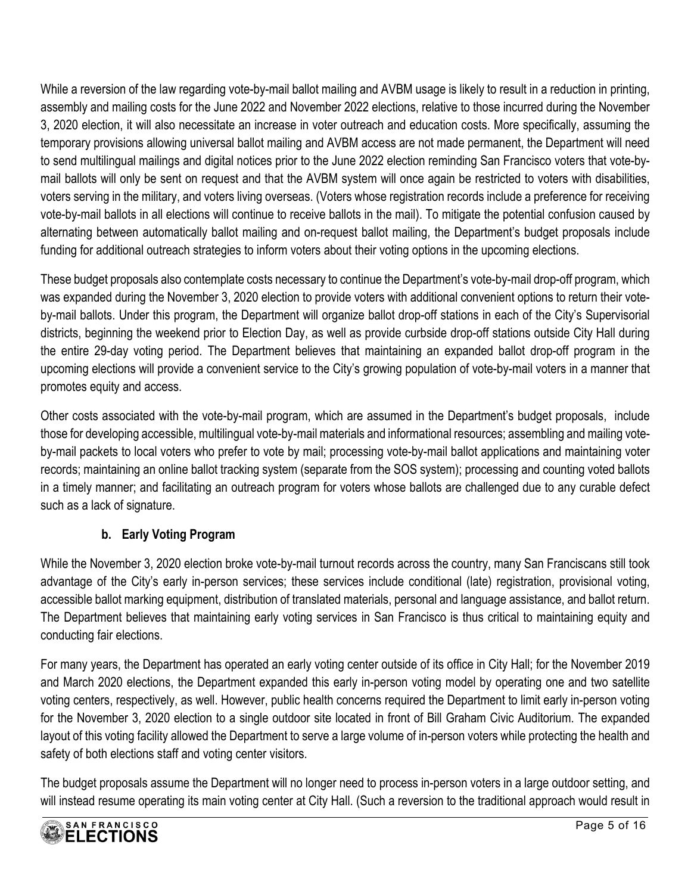While a reversion of the law regarding vote-by-mail ballot mailing and AVBM usage is likely to result in a reduction in printing, assembly and mailing costs for the June 2022 and November 2022 elections, relative to those incurred during the November 3, 2020 election, it will also necessitate an increase in voter outreach and education costs. More specifically, assuming the temporary provisions allowing universal ballot mailing and AVBM access are not made permanent, the Department will need to send multilingual mailings and digital notices prior to the June 2022 election reminding San Francisco voters that vote-by-mail ballots will only be sent on request and that the AVBM system will once again be restricted to voters with disabilities, voters serving in the military, and voters living overseas. (Voters whose registration records include a preference for receiving vote-by-mail ballots in all elections will continue to receive ballots in the mail). To mitigate the potential confusion caused by alternating between automatically ballot mailing and on-request ballot mailing, the Department's budget proposals include funding for additional outreach strategies to inform voters about their voting options in the upcoming elections.

These budget proposals also contemplate costs necessary to continue the Department's vote-by-mail drop-off program, which was expanded during the November 3, 2020 election to provide voters with additional convenient options to return their vote-by-mail ballots. Under this program, the Department will organize ballot drop-off stations in each of the City's Supervisorial districts, beginning the weekend prior to Election Day, as well as provide curbside drop-off stations outside City Hall during the entire 29-day voting period. The Department believes that maintaining an expanded ballot drop-off program in the upcoming elections will provide a convenient service to the City's growing population of vote-by-mail voters in a manner that promotes equity and access.

Other costs associated with the vote-by-mail program, which are assumed in the Department's budget proposals, include those for developing accessible, multilingual vote-by-mail materials and informational resources; assembling and mailing vote-by-mail packets to local voters who prefer to vote by mail; processing vote-by-mail ballot applications and maintaining voter records; maintaining an online ballot tracking system (separate from the SOS system); processing and counting voted ballots in a timely manner; and facilitating an outreach program for voters whose ballots are challenged due to any curable defect such as a lack of signature.

#### b. Early Voting Program

While the November 3, 2020 election broke vote-by-mail turnout records across the country, many San Franciscans still took advantage of the City's early in-person services; these services include conditional (late) registration, provisional voting, accessible ballot marking equipment, distribution of translated materials, personal and language assistance, and ballot return. The Department believes that maintaining early voting services in San Francisco is thus critical to maintaining equity and conducting fair elections.

For many years, the Department has operated an early voting center outside of its office in City Hall; for the November 2019 and March 2020 elections, the Department expanded this early in-person voting model by operating one and two satellite voting centers, respectively, as well. However, public health concerns required the Department to limit early in-person voting for the November 3, 2020 election to a single outdoor site located in front of Bill Graham Civic Auditorium. The expanded layout of this voting facility allowed the Department to serve a large volume of in-person voters while protecting the health and safety of both elections staff and voting center visitors.

The budget proposals assume the Department will no longer need to process in-person voters in a large outdoor setting, and will instead resume operating its main voting center at City Hall. (Such a reversion to the traditional approach would result in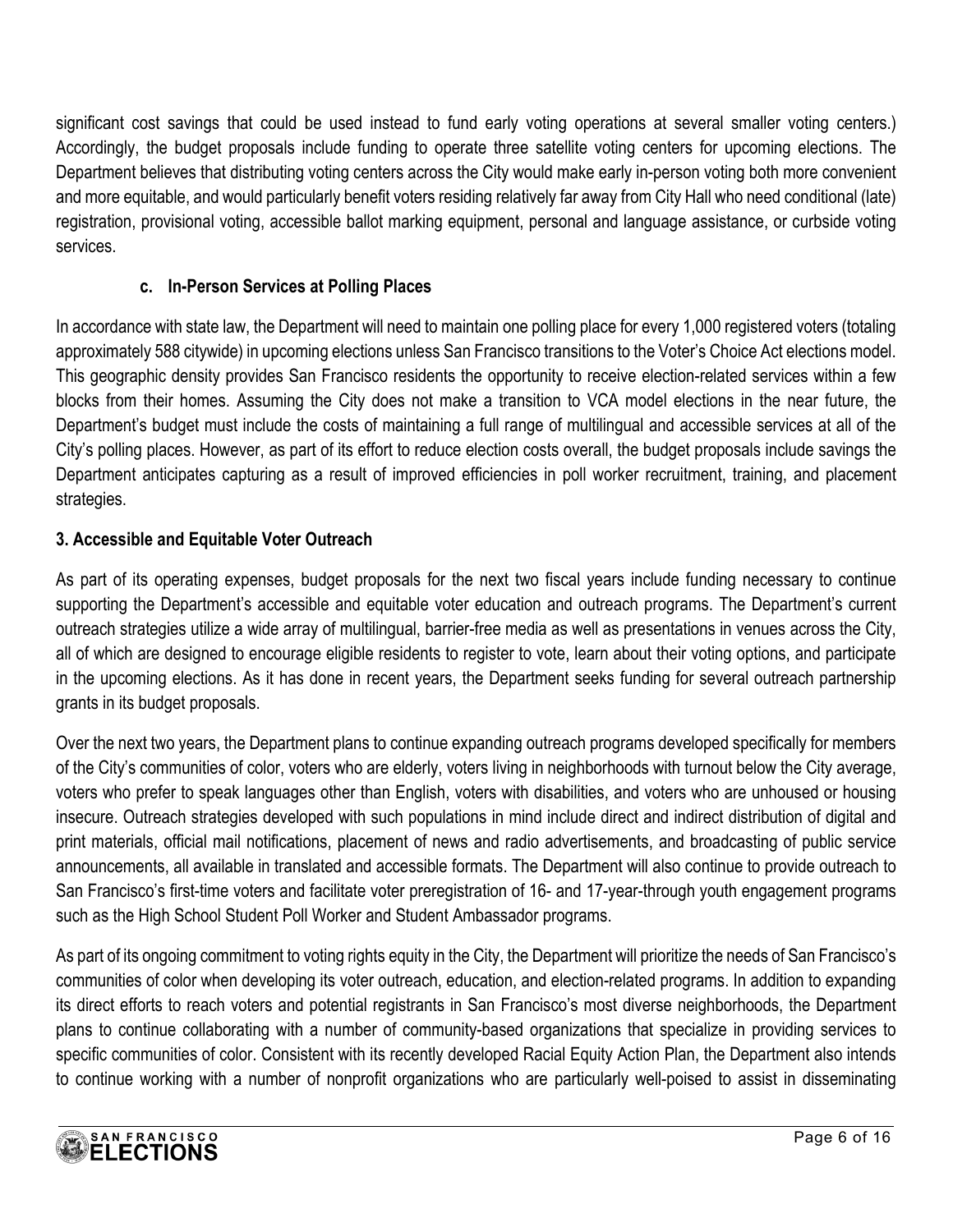significant cost savings that could be used instead to fund early voting operations at several smaller voting centers.) Accordingly, the budget proposals include funding to operate three satellite voting centers for upcoming elections. The Department believes that distributing voting centers across the City would make early in-person voting both more convenient and more equitable, and would particularly benefit voters residing relatively far away from City Hall who need conditional (late) registration, provisional voting, accessible ballot marking equipment, personal and language assistance, or curbside voting services.

#### c. In-Person Services at Polling Places

In accordance with state law, the Department will need to maintain one polling place for every 1,000 registered voters (totaling approximately 588 citywide) in upcoming elections unless San Francisco transitions to the Voter's Choice Act elections model. This geographic density provides San Francisco residents the opportunity to receive election-related services within a few blocks from their homes. Assuming the City does not make a transition to VCA model elections in the near future, the Department's budget must include the costs of maintaining a full range of multilingual and accessible services at all of the City's polling places. However, as part of its effort to reduce election costs overall, the budget proposals include savings the Department anticipates capturing as a result of improved efficiencies in poll worker recruitment, training, and placement strategies.

### 3. Accessible and Equitable Voter Outreach

As part of its operating expenses, budget proposals for the next two fiscal years include funding necessary to continue supporting the Department's accessible and equitable voter education and outreach programs. The Department's current outreach strategies utilize a wide array of multilingual, barrier-free media as well as presentations in venues across the City, all of which are designed to encourage eligible residents to register to vote, learn about their voting options, and participate in the upcoming elections. As it has done in recent years, the Department seeks funding for several outreach partnership grants in its budget proposals.

Over the next two years, the Department plans to continue expanding outreach programs developed specifically for members of the City's communities of color, voters who are elderly, voters living in neighborhoods with turnout below the City average, voters who prefer to speak languages other than English, voters with disabilities, and voters who are unhoused or housing insecure. Outreach strategies developed with such populations in mind include direct and indirect distribution of digital and print materials, official mail notifications, placement of news and radio advertisements, and broadcasting of public service announcements, all available in translated and accessible formats. The Department will also continue to provide outreach to San Francisco's first-time voters and facilitate voter preregistration of 16- and 17-year-through youth engagement programs such as the High School Student Poll Worker and Student Ambassador programs.

As part of its ongoing commitment to voting rights equity in the City, the Department will prioritize the needs of San Francisco's communities of color when developing its voter outreach, education, and election-related programs. In addition to expanding its direct efforts to reach voters and potential registrants in San Francisco's most diverse neighborhoods, the Department plans to continue collaborating with a number of community-based organizations that specialize in providing services to specific communities of color. Consistent with its recently developed Racial Equity Action Plan, the Department also intends to continue working with a number of nonprofit organizations who are particularly well-poised to assist in disseminating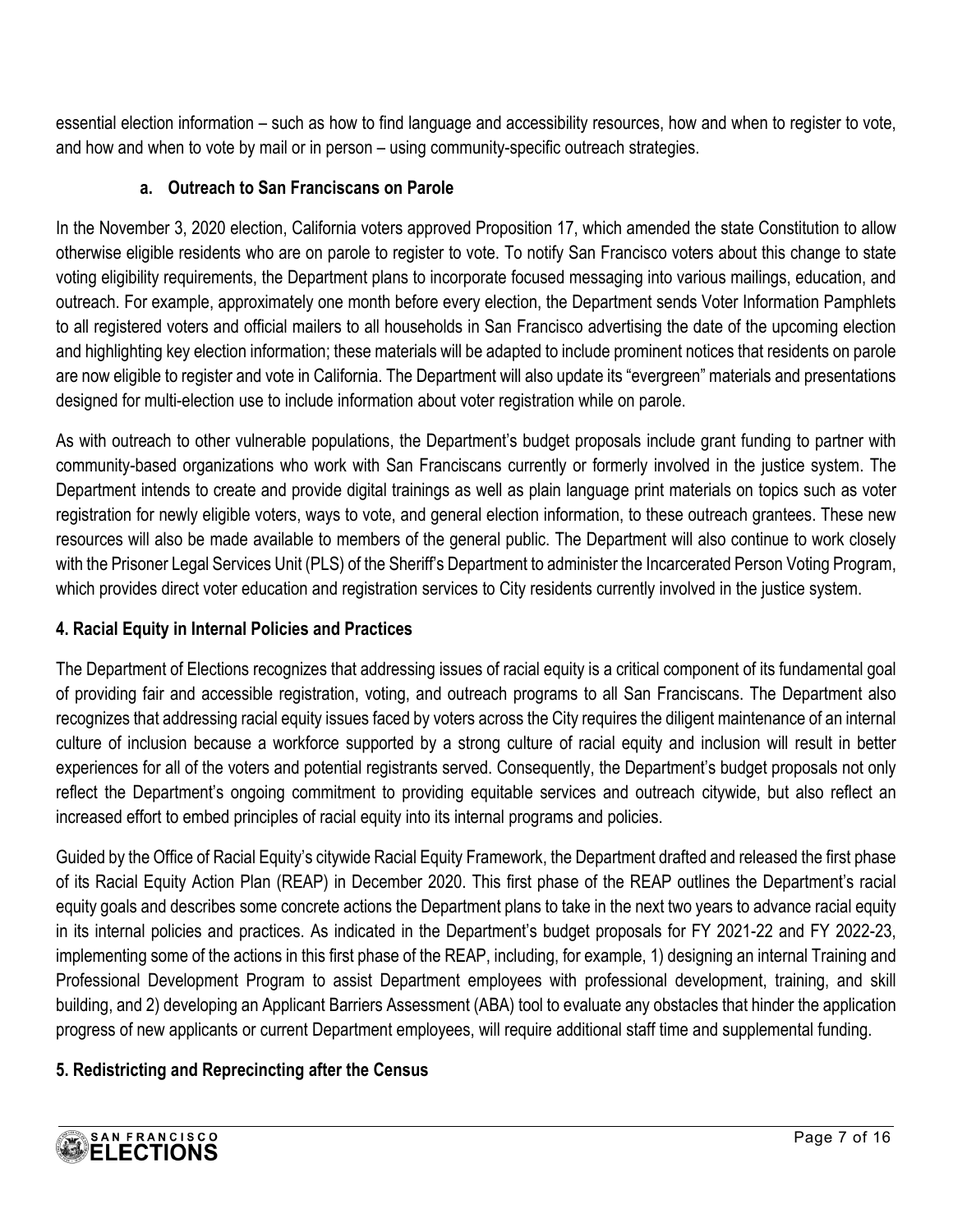essential election information – such as how to find language and accessibility resources, how and when to register to vote, and how and when to vote by mail or in person – using community-specific outreach strategies.

### a. Outreach to San Franciscans on Parole

In the November 3, 2020 election, California voters approved Proposition 17, which amended the state Constitution to allow otherwise eligible residents who are on parole to register to vote. To notify San Francisco voters about this change to state voting eligibility requirements, the Department plans to incorporate focused messaging into various mailings, education, and outreach. For example, approximately one month before every election, the Department sends Voter Information Pamphlets to all registered voters and official mailers to all households in San Francisco advertising the date of the upcoming election and highlighting key election information; these materials will be adapted to include prominent notices that residents on parole are now eligible to register and vote in California. The Department will also update its "evergreen" materials and presentations designed for multi-election use to include information about voter registration while on parole.

As with outreach to other vulnerable populations, the Department's budget proposals include grant funding to partner with community-based organizations who work with San Franciscans currently or formerly involved in the justice system. The Department intends to create and provide digital trainings as well as plain language print materials on topics such as voter registration for newly eligible voters, ways to vote, and general election information, to these outreach grantees. These new resources will also be made available to members of the general public. The Department will also continue to work closely with the Prisoner Legal Services Unit (PLS) of the Sheriff's Department to administer the Incarcerated Person Voting Program, which provides direct voter education and registration services to City residents currently involved in the justice system.

## 4. Racial Equity in Internal Policies and Practices

The Department of Elections recognizes that addressing issues of racial equity is a critical component of its fundamental goal of providing fair and accessible registration, voting, and outreach programs to all San Franciscans. The Department also recognizes that addressing racial equity issues faced by voters across the City requires the diligent maintenance of an internal culture of inclusion because a workforce supported by a strong culture of racial equity and inclusion will result in better experiences for all of the voters and potential registrants served. Consequently, the Department's budget proposals not only reflect the Department's ongoing commitment to providing equitable services and outreach citywide, but also reflect an increased effort to embed principles of racial equity into its internal programs and policies.

Guided by the Office of Racial Equity's citywide Racial Equity Framework, the Department drafted and released the first phase of its Racial Equity Action Plan (REAP) in December 2020. This first phase of the REAP outlines the Department's racial equity goals and describes some concrete actions the Department plans to take in the next two years to advance racial equity in its internal policies and practices. As indicated in the Department's budget proposals for FY 2021-22 and FY 2022-23, implementing some of the actions in this first phase of the REAP, including, for example, 1) designing an internal Training and Professional Development Program to assist Department employees with professional development, training, and skill building, and 2) developing an Applicant Barriers Assessment (ABA) tool to evaluate any obstacles that hinder the application progress of new applicants or current Department employees, will require additional staff time and supplemental funding.

## 5. Redistricting and Reprecincting after the Census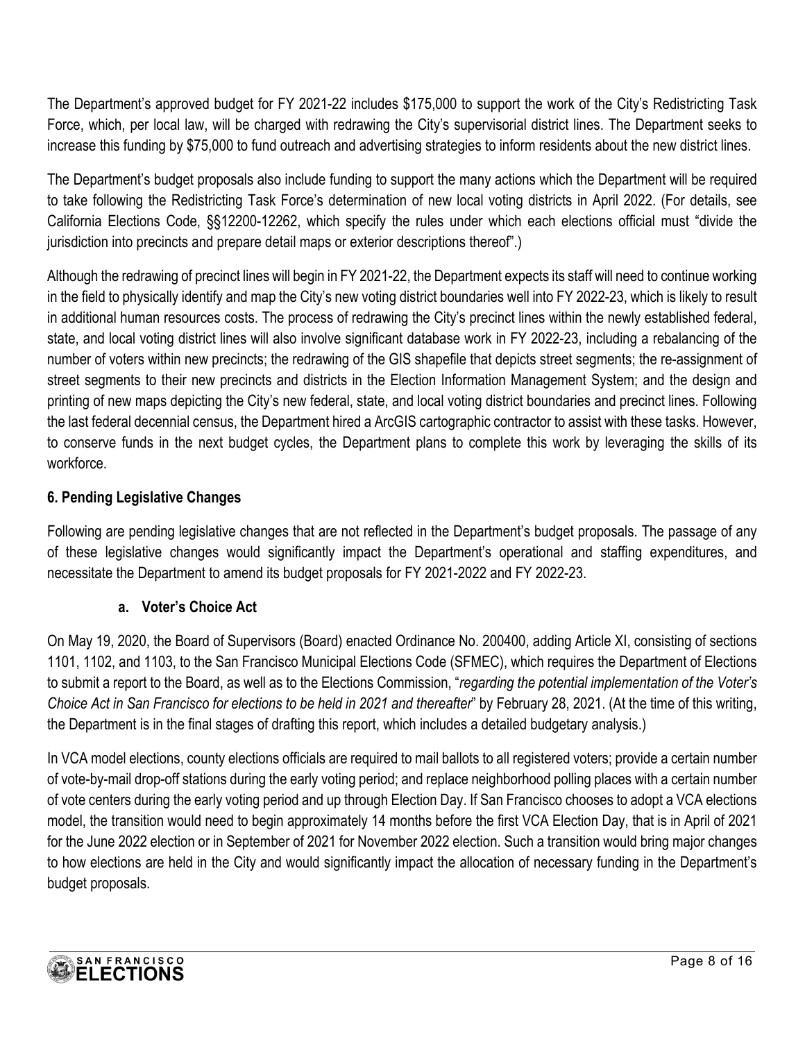The Department's approved budget for FY 2021-22 includes $175,000 to support the work of the City's Redistricting Task Force, which, per local law, will be charged with redrawing the City's supervisorial district lines. The Department seeks to increase this funding by $75,000 to fund outreach and advertising strategies to inform residents about the new district lines.

The Department's budget proposals also include funding to support the many actions which the Department will be required to take following the Redistricting Task Force's determination of new local voting districts in April 2022. (For details, see California Elections Code, §§12200-12262, which specify the rules under which each elections official must "divide the jurisdiction into precincts and prepare detail maps or exterior descriptions thereof".)

Although the redrawing of precinct lines will begin in FY 2021-22, the Department expects its staff will need to continue working in the field to physically identify and map the City's new voting district boundaries well into FY 2022-23, which is likely to result in additional human resources costs. The process of redrawing the City's precinct lines within the newly established federal, state, and local voting district lines will also involve significant database work in FY 2022-23, including a rebalancing of the number of voters within new precincts; the redrawing of the GIS shapefile that depicts street segments; the re-assignment of street segments to their new precincts and districts in the Election Information Management System; and the design and printing of new maps depicting the City's new federal, state, and local voting district boundaries and precinct lines. Following the last federal decennial census, the Department hired a ArcGIS cartographic contractor to assist with these tasks. However, to conserve funds in the next budget cycles, the Department plans to complete this work by leveraging the skills of its workforce.

## 6. Pending Legislative Changes

Following are pending legislative changes that are not reflected in the Department's budget proposals. The passage of any of these legislative changes would significantly impact the Department's operational and staffing expenditures, and necessitate the Department to amend its budget proposals for FY 2021-2022 and FY 2022-23.

### a. Voter's Choice Act

On May 19, 2020, the Board of Supervisors (Board) enacted Ordinance No. 200400, adding Article XI, consisting of sections 1101, 1102, and 1103, to the San Francisco Municipal Elections Code (SFMEC), which requires the Department of Elections to submit a report to the Board, as well as to the Elections Commission, "*regarding the potential implementation of the Voter's Choice Act in San Francisco for elections to be held in 2021 and thereafter*" by February 28, 2021. (At the time of this writing, the Department is in the final stages of drafting this report, which includes a detailed budgetary analysis.)

In VCA model elections, county elections officials are required to mail ballots to all registered voters; provide a certain number of vote-by-mail drop-off stations during the early voting period; and replace neighborhood polling places with a certain number of vote centers during the early voting period and up through Election Day. If San Francisco chooses to adopt a VCA elections model, the transition would need to begin approximately 14 months before the first VCA Election Day, that is in April of 2021 for the June 2022 election or in September of 2021 for November 2022 election. Such a transition would bring major changes to how elections are held in the City and would significantly impact the allocation of necessary funding in the Department's budget proposals.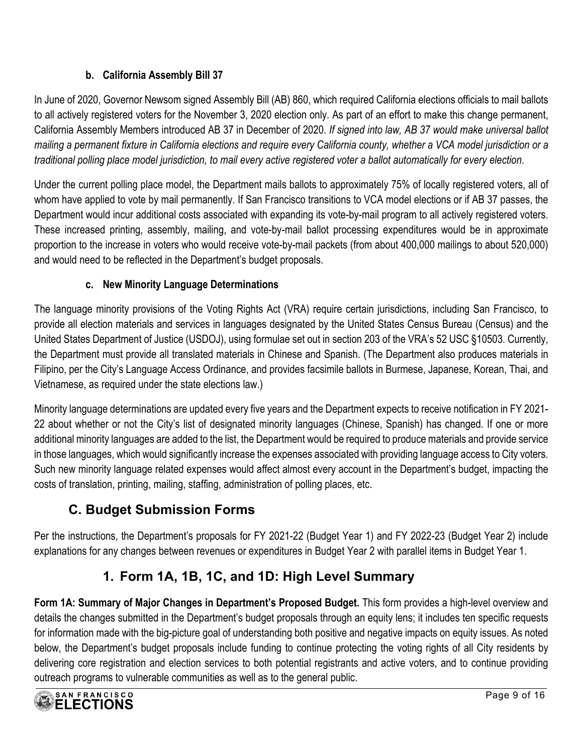#### b. California Assembly Bill 37

In June of 2020, Governor Newsom signed Assembly Bill (AB) 860, which required California elections officials to mail ballots to all actively registered voters for the November 3, 2020 election only. As part of an effort to make this change permanent, California Assembly Members introduced AB 37 in December of 2020. *If signed into law, AB 37 would make universal ballot mailing a permanent fixture in California elections and require every California county, whether a VCA model jurisdiction or a traditional polling place model jurisdiction, to mail every active registered voter a ballot automatically for every election*.

Under the current polling place model, the Department mails ballots to approximately 75% of locally registered voters, all of whom have applied to vote by mail permanently. If San Francisco transitions to VCA model elections or if AB 37 passes, the Department would incur additional costs associated with expanding its vote-by-mail program to all actively registered voters. These increased printing, assembly, mailing, and vote-by-mail ballot processing expenditures would be in approximate proportion to the increase in voters who would receive vote-by-mail packets (from about 400,000 mailings to about 520,000) and would need to be reflected in the Department's budget proposals.

#### c. New Minority Language Determinations

The language minority provisions of the Voting Rights Act (VRA) require certain jurisdictions, including San Francisco, to provide all election materials and services in languages designated by the United States Census Bureau (Census) and the United States Department of Justice (USDOJ), using formulae set out in section 203 of the VRA's 52 USC §10503. Currently, the Department must provide all translated materials in Chinese and Spanish. (The Department also produces materials in Filipino, per the City's Language Access Ordinance, and provides facsimile ballots in Burmese, Japanese, Korean, Thai, and Vietnamese, as required under the state elections law.)

Minority language determinations are updated every five years and the Department expects to receive notification in FY 2021-22 about whether or not the City's list of designated minority languages (Chinese, Spanish) has changed. If one or more additional minority languages are added to the list, the Department would be required to produce materials and provide service in those languages, which would significantly increase the expenses associated with providing language access to City voters. Such new minority language related expenses would affect almost every account in the Department's budget, impacting the costs of translation, printing, mailing, staffing, administration of polling places, etc.

## C. Budget Submission Forms

Per the instructions, the Department's proposals for FY 2021-22 (Budget Year 1) and FY 2022-23 (Budget Year 2) include explanations for any changes between revenues or expenditures in Budget Year 2 with parallel items in Budget Year 1.

### 1. Form 1A, 1B, 1C, and 1D: High Level Summary

**Form 1A: Summary of Major Changes in Department's Proposed Budget.** This form provides a high-level overview and details the changes submitted in the Department's budget proposals through an equity lens; it includes ten specific requests for information made with the big-picture goal of understanding both positive and negative impacts on equity issues. As noted below, the Department's budget proposals include funding to continue protecting the voting rights of all City residents by delivering core registration and election services to both potential registrants and active voters, and to continue providing outreach programs to vulnerable communities as well as to the general public.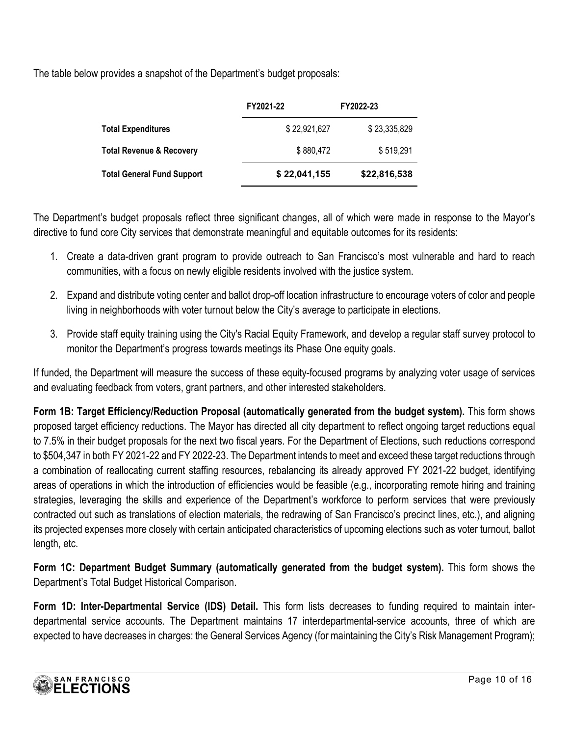The table below provides a snapshot of the Department's budget proposals:

| | FY2021-22 | FY2022-23 |
|---|---|---|
| **Total Expenditures** | $ 22,921,627 | $ 23,335,829 |
| **Total Revenue & Recovery** | $ 880,472 | $ 519,291 |
| **Total General Fund Support** | **$ 22,041,155** | **$22,816,538** |

The Department's budget proposals reflect three significant changes, all of which were made in response to the Mayor's directive to fund core City services that demonstrate meaningful and equitable outcomes for its residents:

1. Create a data-driven grant program to provide outreach to San Francisco's most vulnerable and hard to reach communities, with a focus on newly eligible residents involved with the justice system.
2. Expand and distribute voting center and ballot drop-off location infrastructure to encourage voters of color and people living in neighborhoods with voter turnout below the City's average to participate in elections.
3. Provide staff equity training using the City's Racial Equity Framework, and develop a regular staff survey protocol to monitor the Department's progress towards meetings its Phase One equity goals.

If funded, the Department will measure the success of these equity-focused programs by analyzing voter usage of services and evaluating feedback from voters, grant partners, and other interested stakeholders.

**Form 1B: Target Efficiency/Reduction Proposal (automatically generated from the budget system).** This form shows proposed target efficiency reductions. The Mayor has directed all city department to reflect ongoing target reductions equal to 7.5% in their budget proposals for the next two fiscal years. For the Department of Elections, such reductions correspond to $504,347 in both FY 2021-22 and FY 2022-23. The Department intends to meet and exceed these target reductions through a combination of reallocating current staffing resources, rebalancing its already approved FY 2021-22 budget, identifying areas of operations in which the introduction of efficiencies would be feasible (e.g., incorporating remote hiring and training strategies, leveraging the skills and experience of the Department's workforce to perform services that were previously contracted out such as translations of election materials, the redrawing of San Francisco's precinct lines, etc.), and aligning its projected expenses more closely with certain anticipated characteristics of upcoming elections such as voter turnout, ballot length, etc.

**Form 1C: Department Budget Summary (automatically generated from the budget system).** This form shows the Department's Total Budget Historical Comparison.

**Form 1D: Inter-Departmental Service (IDS) Detail.** This form lists decreases to funding required to maintain inter-departmental service accounts. The Department maintains 17 interdepartmental-service accounts, three of which are expected to have decreases in charges: the General Services Agency (for maintaining the City's Risk Management Program);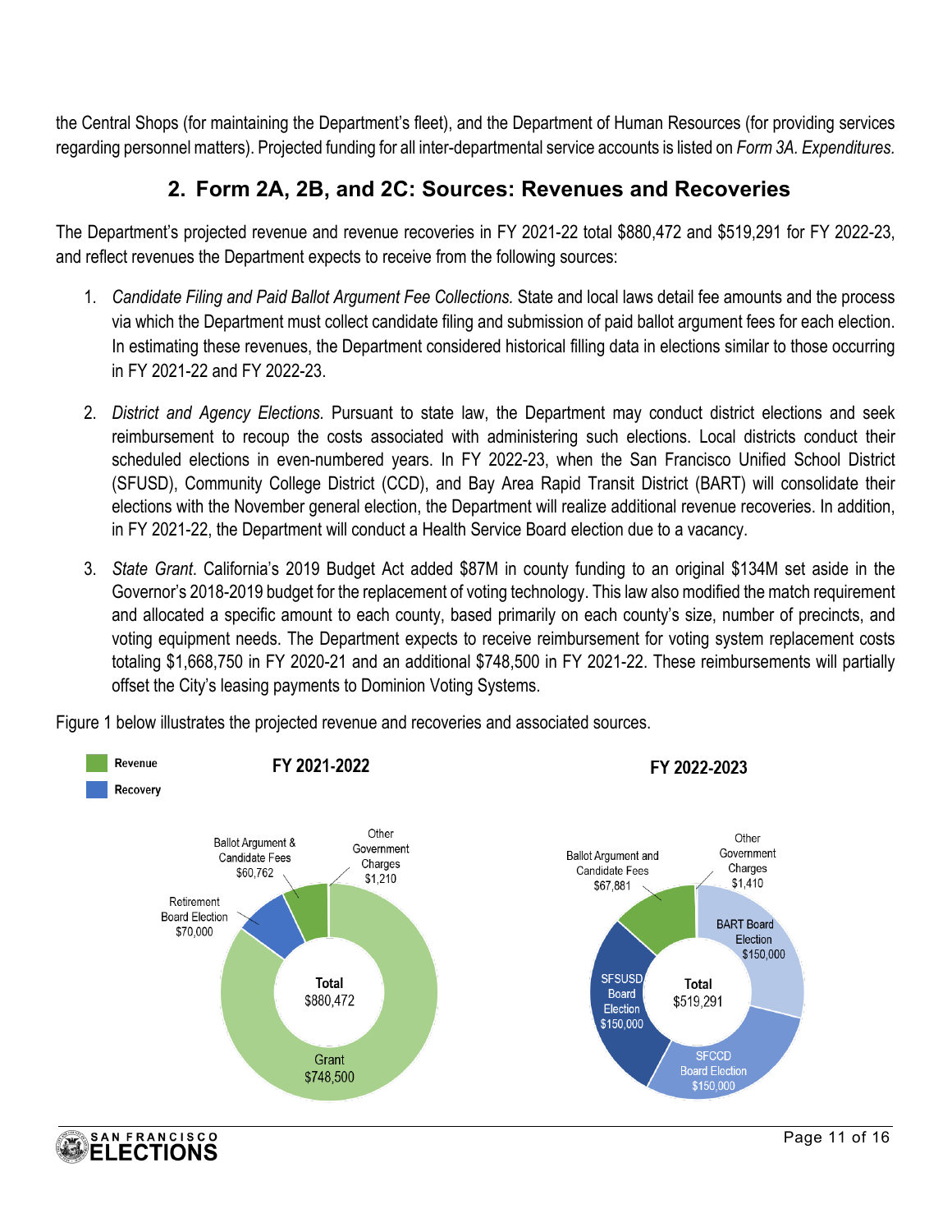the Central Shops (for maintaining the Department's fleet), and the Department of Human Resources (for providing services regarding personnel matters). Projected funding for all inter-departmental service accounts is listed on *Form 3A. Expenditures.*

## 2. Form 2A, 2B, and 2C: Sources: Revenues and Recoveries

The Department's projected revenue and revenue recoveries in FY 2021-22 total $880,472 and $519,291 for FY 2022-23, and reflect revenues the Department expects to receive from the following sources:

1. *Candidate Filing and Paid Ballot Argument Fee Collections.* State and local laws detail fee amounts and the process via which the Department must collect candidate filing and submission of paid ballot argument fees for each election. In estimating these revenues, the Department considered historical filling data in elections similar to those occurring in FY 2021-22 and FY 2022-23.

2. *District and Agency Elections.* Pursuant to state law, the Department may conduct district elections and seek reimbursement to recoup the costs associated with administering such elections. Local districts conduct their scheduled elections in even-numbered years. In FY 2022-23, when the San Francisco Unified School District (SFUSD), Community College District (CCD), and Bay Area Rapid Transit District (BART) will consolidate their elections with the November general election, the Department will realize additional revenue recoveries. In addition, in FY 2021-22, the Department will conduct a Health Service Board election due to a vacancy.

3. *State Grant.* California's 2019 Budget Act added $87M in county funding to an original $134M set aside in the Governor's 2018-2019 budget for the replacement of voting technology. This law also modified the match requirement and allocated a specific amount to each county, based primarily on each county's size, number of precincts, and voting equipment needs. The Department expects to receive reimbursement for voting system replacement costs totaling $1,668,750 in FY 2020-21 and an additional $748,500 in FY 2021-22. These reimbursements will partially offset the City's leasing payments to Dominion Voting Systems.

Figure 1 below illustrates the projected revenue and recoveries and associated sources.

Legend: Revenue; Recovery

**FY 2021-2022** — Total $880,472

| Source | Type | Amount |
|---|---|---|
| Grant | Revenue | $748,500 |
| Retirement Board Election | Recovery | $70,000 |
| Ballot Argument & Candidate Fees | Revenue | $60,762 |
| Other Government Charges | Revenue | $1,210 |

**FY 2022-2023** — Total $519,291

| Source | Type | Amount |
|---|---|---|
| BART Board Election | Recovery | $150,000 |
| SFCCD Board Election | Recovery | $150,000 |
| SFSUSD Board Election | Recovery | $150,000 |
| Ballot Argument and Candidate Fees | Revenue | $67,881 |
| Other Government Charges | Revenue | $1,410 |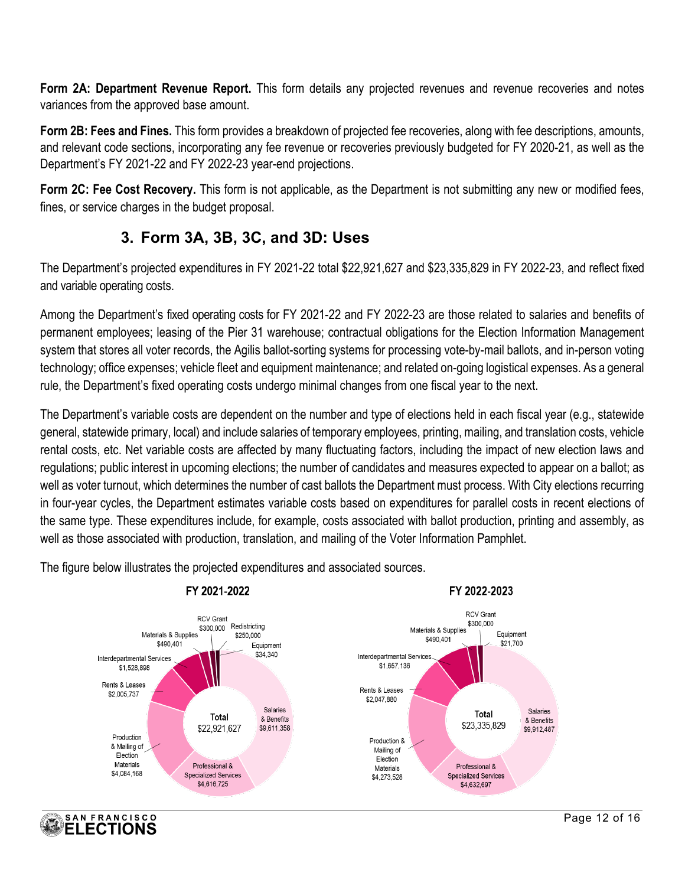**Form 2A: Department Revenue Report.** This form details any projected revenues and revenue recoveries and notes variances from the approved base amount.

**Form 2B: Fees and Fines.** This form provides a breakdown of projected fee recoveries, along with fee descriptions, amounts, and relevant code sections, incorporating any fee revenue or recoveries previously budgeted for FY 2020-21, as well as the Department's FY 2021-22 and FY 2022-23 year-end projections.

**Form 2C: Fee Cost Recovery.** This form is not applicable, as the Department is not submitting any new or modified fees, fines, or service charges in the budget proposal.

## 3. Form 3A, 3B, 3C, and 3D: Uses

The Department's projected expenditures in FY 2021-22 total $22,921,627 and $23,335,829 in FY 2022-23, and reflect fixed and variable operating costs.

Among the Department's fixed operating costs for FY 2021-22 and FY 2022-23 are those related to salaries and benefits of permanent employees; leasing of the Pier 31 warehouse; contractual obligations for the Election Information Management system that stores all voter records, the Agilis ballot-sorting systems for processing vote-by-mail ballots, and in-person voting technology; office expenses; vehicle fleet and equipment maintenance; and related on-going logistical expenses. As a general rule, the Department's fixed operating costs undergo minimal changes from one fiscal year to the next.

The Department's variable costs are dependent on the number and type of elections held in each fiscal year (e.g., statewide general, statewide primary, local) and include salaries of temporary employees, printing, mailing, and translation costs, vehicle rental costs, etc. Net variable costs are affected by many fluctuating factors, including the impact of new election laws and regulations; public interest in upcoming elections; the number of candidates and measures expected to appear on a ballot; as well as voter turnout, which determines the number of cast ballots the Department must process. With City elections recurring in four-year cycles, the Department estimates variable costs based on expenditures for parallel costs in recent elections of the same type. These expenditures include, for example, costs associated with ballot production, printing and assembly, as well as those associated with production, translation, and mailing of the Voter Information Pamphlet.

The figure below illustrates the projected expenditures and associated sources.

**FY 2021-2022**

| Category | Amount |
|---|---|
| Salaries & Benefits | $9,611,358 |
| Professional & Specialized Services | $4,616,725 |
| Production & Mailing of Election Materials | $4,084,168 |
| Rents & Leases | $2,005,737 |
| Interdepartmental Services | $1,528,898 |
| Materials & Supplies | $490,401 |
| RCV Grant | $300,000 |
| Redistricting | $250,000 |
| Equipment | $34,340 |
| **Total** | **$22,921,627** |

**FY 2022-2023**

| Category | Amount |
|---|---|
| Salaries & Benefits | $9,912,487 |
| Professional & Specialized Services | $4,632,697 |
| Production & Mailing of Election Materials | $4,273,528 |
| Rents & Leases | $2,047,880 |
| Interdepartmental Services | $1,657,136 |
| Materials & Supplies | $490,401 |
| RCV Grant | $300,000 |
| Equipment | $21,700 |
| **Total** | **$23,335,829** |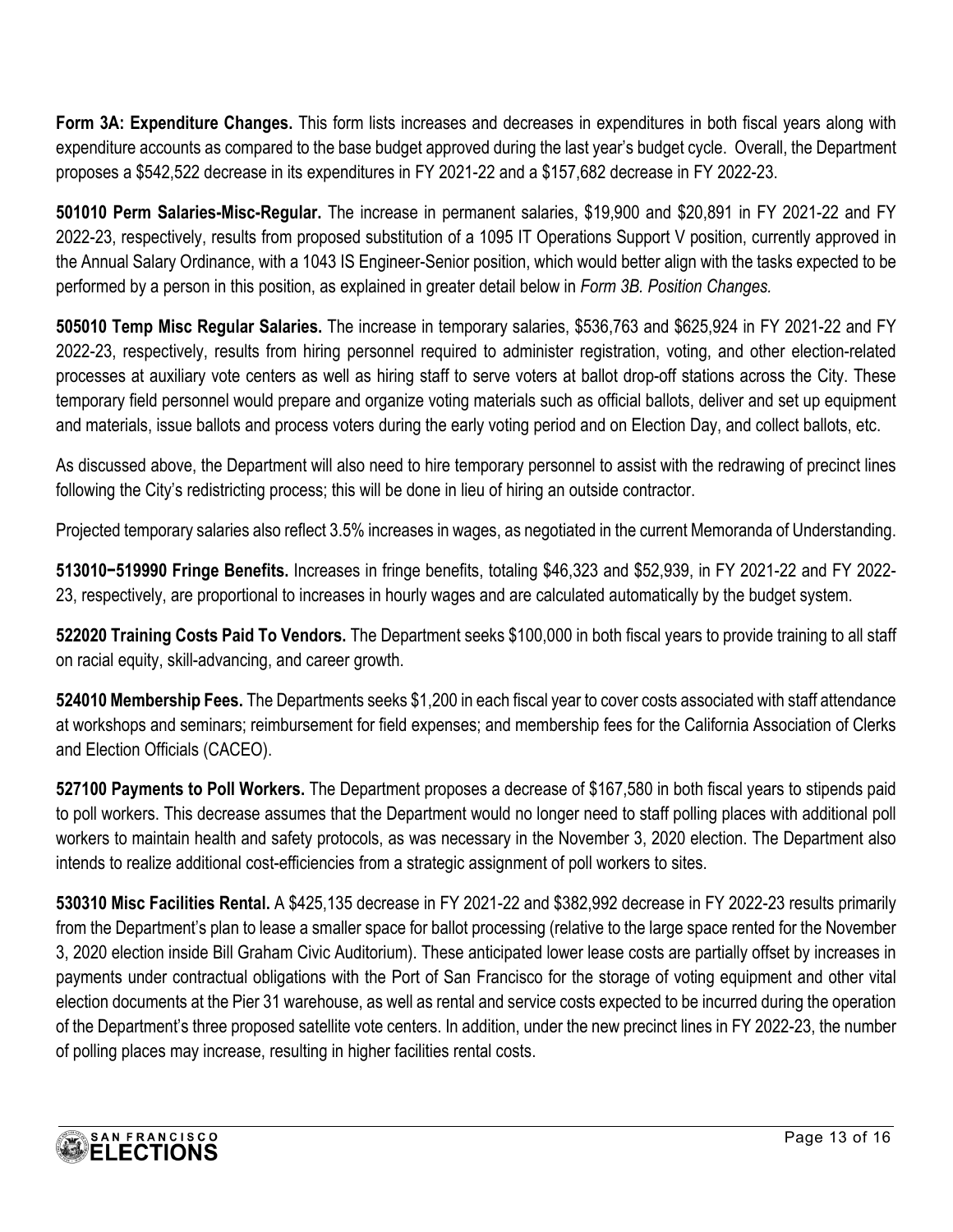**Form 3A: Expenditure Changes.** This form lists increases and decreases in expenditures in both fiscal years along with expenditure accounts as compared to the base budget approved during the last year's budget cycle. Overall, the Department proposes a $542,522 decrease in its expenditures in FY 2021-22 and a $157,682 decrease in FY 2022-23.

**501010 Perm Salaries-Misc-Regular.** The increase in permanent salaries, $19,900 and $20,891 in FY 2021-22 and FY 2022-23, respectively, results from proposed substitution of a 1095 IT Operations Support V position, currently approved in the Annual Salary Ordinance, with a 1043 IS Engineer-Senior position, which would better align with the tasks expected to be performed by a person in this position, as explained in greater detail below in *Form 3B. Position Changes.*

**505010 Temp Misc Regular Salaries.** The increase in temporary salaries, $536,763 and $625,924 in FY 2021-22 and FY 2022-23, respectively, results from hiring personnel required to administer registration, voting, and other election-related processes at auxiliary vote centers as well as hiring staff to serve voters at ballot drop-off stations across the City. These temporary field personnel would prepare and organize voting materials such as official ballots, deliver and set up equipment and materials, issue ballots and process voters during the early voting period and on Election Day, and collect ballots, etc.

As discussed above, the Department will also need to hire temporary personnel to assist with the redrawing of precinct lines following the City's redistricting process; this will be done in lieu of hiring an outside contractor.

Projected temporary salaries also reflect 3.5% increases in wages, as negotiated in the current Memoranda of Understanding.

**513010−519990 Fringe Benefits.** Increases in fringe benefits, totaling $46,323 and $52,939, in FY 2021-22 and FY 2022-23, respectively, are proportional to increases in hourly wages and are calculated automatically by the budget system.

**522020 Training Costs Paid To Vendors.** The Department seeks $100,000 in both fiscal years to provide training to all staff on racial equity, skill-advancing, and career growth.

**524010 Membership Fees.** The Departments seeks $1,200 in each fiscal year to cover costs associated with staff attendance at workshops and seminars; reimbursement for field expenses; and membership fees for the California Association of Clerks and Election Officials (CACEO).

**527100 Payments to Poll Workers.** The Department proposes a decrease of $167,580 in both fiscal years to stipends paid to poll workers. This decrease assumes that the Department would no longer need to staff polling places with additional poll workers to maintain health and safety protocols, as was necessary in the November 3, 2020 election. The Department also intends to realize additional cost-efficiencies from a strategic assignment of poll workers to sites.

**530310 Misc Facilities Rental.** A $425,135 decrease in FY 2021-22 and $382,992 decrease in FY 2022-23 results primarily from the Department's plan to lease a smaller space for ballot processing (relative to the large space rented for the November 3, 2020 election inside Bill Graham Civic Auditorium). These anticipated lower lease costs are partially offset by increases in payments under contractual obligations with the Port of San Francisco for the storage of voting equipment and other vital election documents at the Pier 31 warehouse, as well as rental and service costs expected to be incurred during the operation of the Department's three proposed satellite vote centers. In addition, under the new precinct lines in FY 2022-23, the number of polling places may increase, resulting in higher facilities rental costs.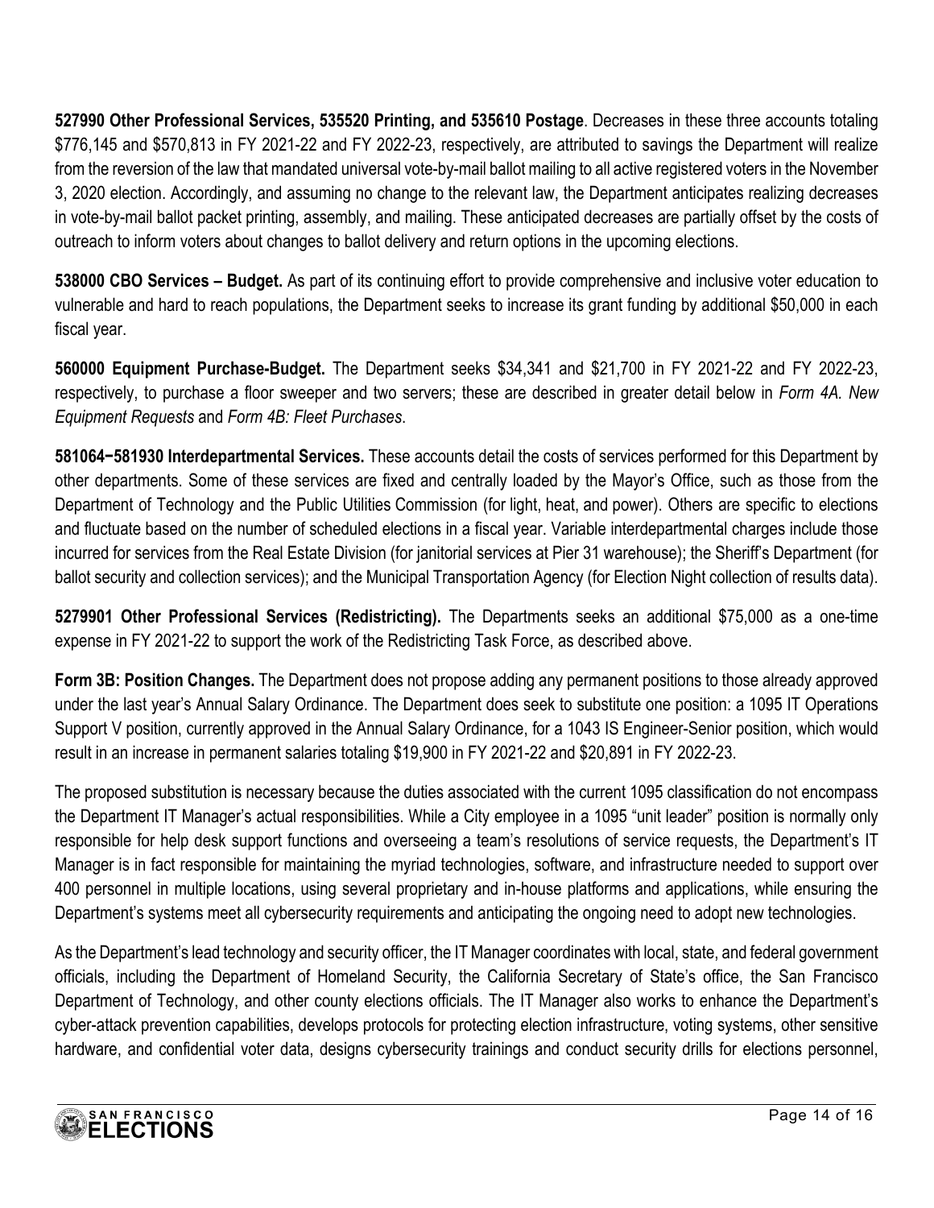**527990 Other Professional Services, 535520 Printing, and 535610 Postage**. Decreases in these three accounts totaling $776,145 and $570,813 in FY 2021-22 and FY 2022-23, respectively, are attributed to savings the Department will realize from the reversion of the law that mandated universal vote-by-mail ballot mailing to all active registered voters in the November 3, 2020 election. Accordingly, and assuming no change to the relevant law, the Department anticipates realizing decreases in vote-by-mail ballot packet printing, assembly, and mailing. These anticipated decreases are partially offset by the costs of outreach to inform voters about changes to ballot delivery and return options in the upcoming elections.

**538000 CBO Services – Budget.** As part of its continuing effort to provide comprehensive and inclusive voter education to vulnerable and hard to reach populations, the Department seeks to increase its grant funding by additional $50,000 in each fiscal year.

**560000 Equipment Purchase-Budget.** The Department seeks $34,341 and $21,700 in FY 2021-22 and FY 2022-23, respectively, to purchase a floor sweeper and two servers; these are described in greater detail below in *Form 4A. New Equipment Requests* and *Form 4B: Fleet Purchases*.

**581064−581930 Interdepartmental Services.** These accounts detail the costs of services performed for this Department by other departments. Some of these services are fixed and centrally loaded by the Mayor's Office, such as those from the Department of Technology and the Public Utilities Commission (for light, heat, and power). Others are specific to elections and fluctuate based on the number of scheduled elections in a fiscal year. Variable interdepartmental charges include those incurred for services from the Real Estate Division (for janitorial services at Pier 31 warehouse); the Sheriff's Department (for ballot security and collection services); and the Municipal Transportation Agency (for Election Night collection of results data).

**5279901 Other Professional Services (Redistricting).** The Departments seeks an additional $75,000 as a one-time expense in FY 2021-22 to support the work of the Redistricting Task Force, as described above.

**Form 3B: Position Changes.** The Department does not propose adding any permanent positions to those already approved under the last year's Annual Salary Ordinance. The Department does seek to substitute one position: a 1095 IT Operations Support V position, currently approved in the Annual Salary Ordinance, for a 1043 IS Engineer-Senior position, which would result in an increase in permanent salaries totaling $19,900 in FY 2021-22 and $20,891 in FY 2022-23.

The proposed substitution is necessary because the duties associated with the current 1095 classification do not encompass the Department IT Manager's actual responsibilities. While a City employee in a 1095 "unit leader" position is normally only responsible for help desk support functions and overseeing a team's resolutions of service requests, the Department's IT Manager is in fact responsible for maintaining the myriad technologies, software, and infrastructure needed to support over 400 personnel in multiple locations, using several proprietary and in-house platforms and applications, while ensuring the Department's systems meet all cybersecurity requirements and anticipating the ongoing need to adopt new technologies.

As the Department's lead technology and security officer, the IT Manager coordinates with local, state, and federal government officials, including the Department of Homeland Security, the California Secretary of State's office, the San Francisco Department of Technology, and other county elections officials. The IT Manager also works to enhance the Department's cyber-attack prevention capabilities, develops protocols for protecting election infrastructure, voting systems, other sensitive hardware, and confidential voter data, designs cybersecurity trainings and conduct security drills for elections personnel,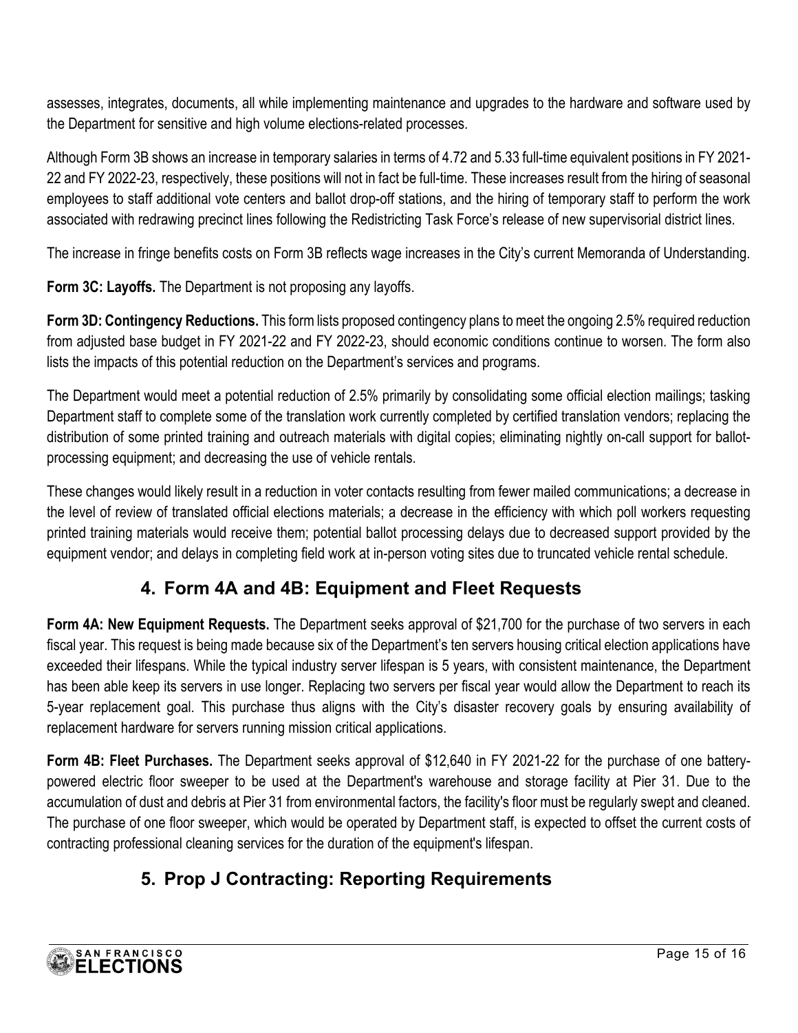assesses, integrates, documents, all while implementing maintenance and upgrades to the hardware and software used by the Department for sensitive and high volume elections-related processes.

Although Form 3B shows an increase in temporary salaries in terms of 4.72 and 5.33 full-time equivalent positions in FY 2021-22 and FY 2022-23, respectively, these positions will not in fact be full-time. These increases result from the hiring of seasonal employees to staff additional vote centers and ballot drop-off stations, and the hiring of temporary staff to perform the work associated with redrawing precinct lines following the Redistricting Task Force's release of new supervisorial district lines.

The increase in fringe benefits costs on Form 3B reflects wage increases in the City's current Memoranda of Understanding.

**Form 3C: Layoffs.** The Department is not proposing any layoffs.

**Form 3D: Contingency Reductions.** This form lists proposed contingency plans to meet the ongoing 2.5% required reduction from adjusted base budget in FY 2021-22 and FY 2022-23, should economic conditions continue to worsen. The form also lists the impacts of this potential reduction on the Department's services and programs.

The Department would meet a potential reduction of 2.5% primarily by consolidating some official election mailings; tasking Department staff to complete some of the translation work currently completed by certified translation vendors; replacing the distribution of some printed training and outreach materials with digital copies; eliminating nightly on-call support for ballot-processing equipment; and decreasing the use of vehicle rentals.

These changes would likely result in a reduction in voter contacts resulting from fewer mailed communications; a decrease in the level of review of translated official elections materials; a decrease in the efficiency with which poll workers requesting printed training materials would receive them; potential ballot processing delays due to decreased support provided by the equipment vendor; and delays in completing field work at in-person voting sites due to truncated vehicle rental schedule.

## 4. Form 4A and 4B: Equipment and Fleet Requests

**Form 4A: New Equipment Requests.** The Department seeks approval of $21,700 for the purchase of two servers in each fiscal year. This request is being made because six of the Department's ten servers housing critical election applications have exceeded their lifespans. While the typical industry server lifespan is 5 years, with consistent maintenance, the Department has been able keep its servers in use longer. Replacing two servers per fiscal year would allow the Department to reach its 5-year replacement goal. This purchase thus aligns with the City's disaster recovery goals by ensuring availability of replacement hardware for servers running mission critical applications.

**Form 4B: Fleet Purchases.** The Department seeks approval of $12,640 in FY 2021-22 for the purchase of one battery-powered electric floor sweeper to be used at the Department's warehouse and storage facility at Pier 31. Due to the accumulation of dust and debris at Pier 31 from environmental factors, the facility's floor must be regularly swept and cleaned. The purchase of one floor sweeper, which would be operated by Department staff, is expected to offset the current costs of contracting professional cleaning services for the duration of the equipment's lifespan.

## 5. Prop J Contracting: Reporting Requirements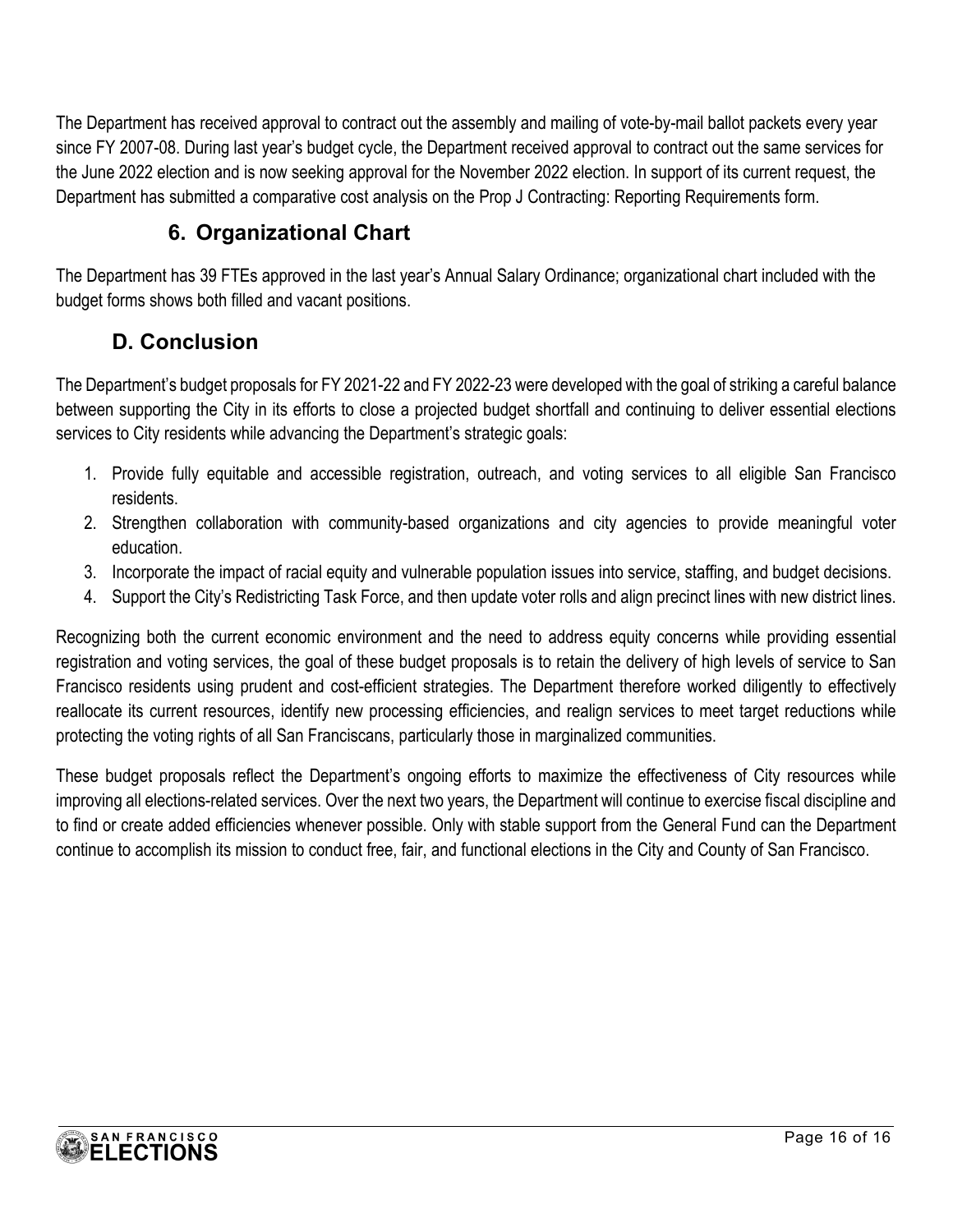The Department has received approval to contract out the assembly and mailing of vote-by-mail ballot packets every year since FY 2007-08. During last year's budget cycle, the Department received approval to contract out the same services for the June 2022 election and is now seeking approval for the November 2022 election. In support of its current request, the Department has submitted a comparative cost analysis on the Prop J Contracting: Reporting Requirements form.

### 6. Organizational Chart

The Department has 39 FTEs approved in the last year's Annual Salary Ordinance; organizational chart included with the budget forms shows both filled and vacant positions.

## D. Conclusion

The Department's budget proposals for FY 2021-22 and FY 2022-23 were developed with the goal of striking a careful balance between supporting the City in its efforts to close a projected budget shortfall and continuing to deliver essential elections services to City residents while advancing the Department's strategic goals:

1. Provide fully equitable and accessible registration, outreach, and voting services to all eligible San Francisco residents.
2. Strengthen collaboration with community-based organizations and city agencies to provide meaningful voter education.
3. Incorporate the impact of racial equity and vulnerable population issues into service, staffing, and budget decisions.
4. Support the City's Redistricting Task Force, and then update voter rolls and align precinct lines with new district lines.

Recognizing both the current economic environment and the need to address equity concerns while providing essential registration and voting services, the goal of these budget proposals is to retain the delivery of high levels of service to San Francisco residents using prudent and cost-efficient strategies. The Department therefore worked diligently to effectively reallocate its current resources, identify new processing efficiencies, and realign services to meet target reductions while protecting the voting rights of all San Franciscans, particularly those in marginalized communities.

These budget proposals reflect the Department's ongoing efforts to maximize the effectiveness of City resources while improving all elections-related services. Over the next two years, the Department will continue to exercise fiscal discipline and to find or create added efficiencies whenever possible. Only with stable support from the General Fund can the Department continue to accomplish its mission to conduct free, fair, and functional elections in the City and County of San Francisco.